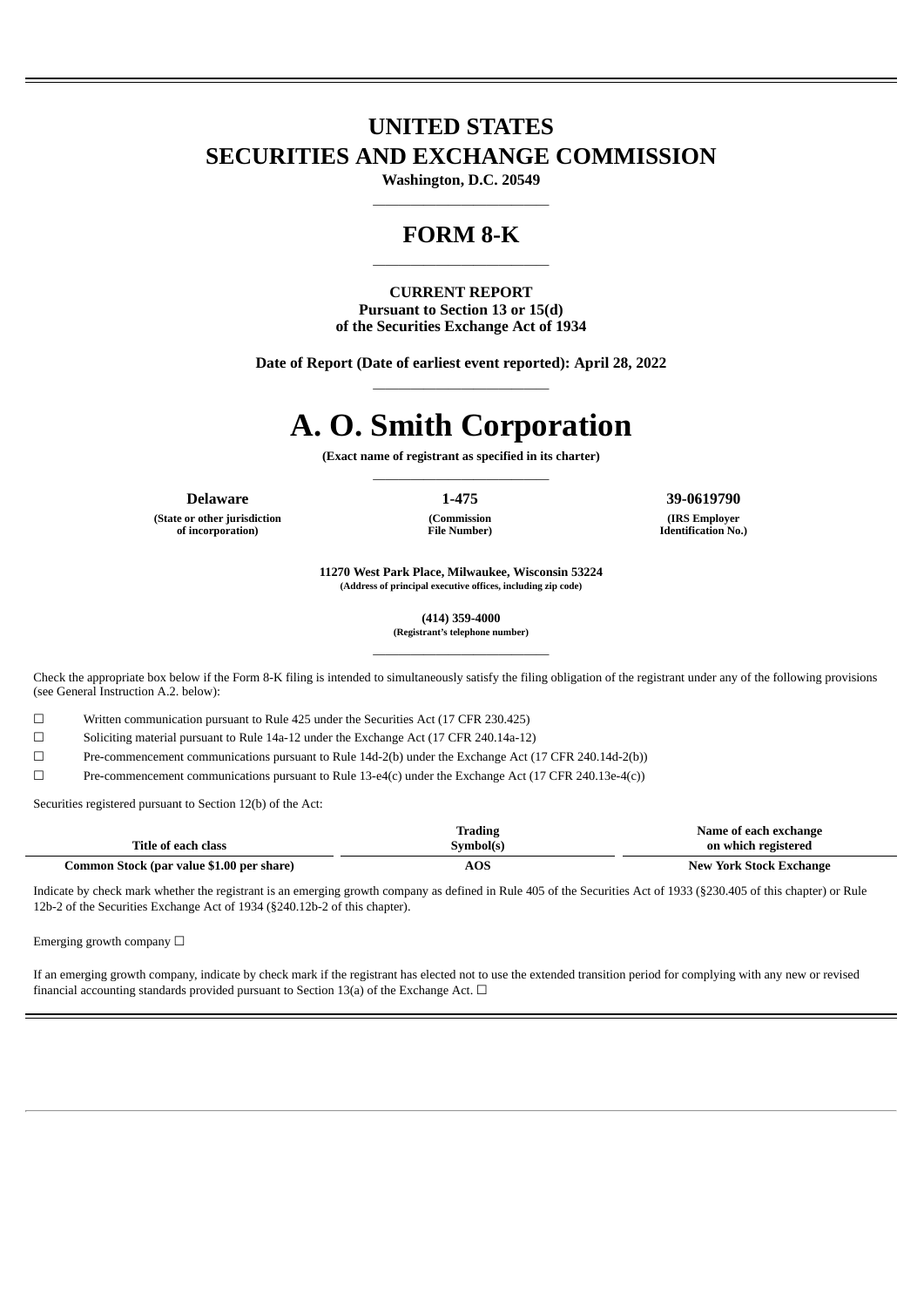# UNITED STATES
# SECURITIES AND EXCHANGE COMMISSION

**Washington, D.C. 20549**

## FORM 8-K

**CURRENT REPORT**
**Pursuant to Section 13 or 15(d)**
**of the Securities Exchange Act of 1934**

**Date of Report (Date of earliest event reported): April 28, 2022**

# A. O. Smith Corporation

**(Exact name of registrant as specified in its charter)**

| Delaware | 1-475 | 39-0619790 |
|---|---|---|
| (State or other jurisdiction of incorporation) | (Commission File Number) | (IRS Employer Identification No.) |

**11270 West Park Place, Milwaukee, Wisconsin 53224**
**(Address of principal executive offices, including zip code)**

**(414) 359-4000**
**(Registrant's telephone number)**

Check the appropriate box below if the Form 8-K filing is intended to simultaneously satisfy the filing obligation of the registrant under any of the following provisions (see General Instruction A.2. below):

☐ Written communication pursuant to Rule 425 under the Securities Act (17 CFR 230.425)

☐ Soliciting material pursuant to Rule 14a-12 under the Exchange Act (17 CFR 240.14a-12)

☐ Pre-commencement communications pursuant to Rule 14d-2(b) under the Exchange Act (17 CFR 240.14d-2(b))

☐ Pre-commencement communications pursuant to Rule 13-e4(c) under the Exchange Act (17 CFR 240.13e-4(c))

Securities registered pursuant to Section 12(b) of the Act:

| Title of each class | Trading Symbol(s) | Name of each exchange on which registered |
|---|---|---|
| Common Stock (par value $1.00 per share) | AOS | New York Stock Exchange |

Indicate by check mark whether the registrant is an emerging growth company as defined in Rule 405 of the Securities Act of 1933 (§230.405 of this chapter) or Rule 12b-2 of the Securities Exchange Act of 1934 (§240.12b-2 of this chapter).

Emerging growth company ☐

If an emerging growth company, indicate by check mark if the registrant has elected not to use the extended transition period for complying with any new or revised financial accounting standards provided pursuant to Section 13(a) of the Exchange Act. ☐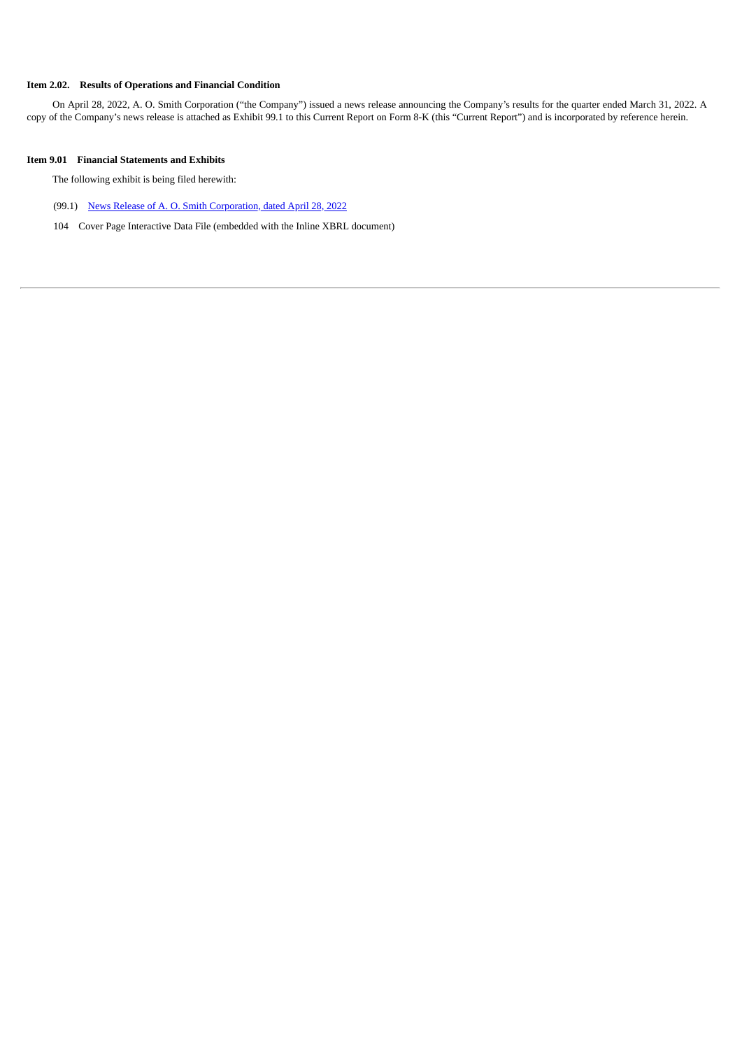**Item 2.02. Results of Operations and Financial Condition**

On April 28, 2022, A. O. Smith Corporation ("the Company") issued a news release announcing the Company's results for the quarter ended March 31, 2022. A copy of the Company's news release is attached as Exhibit 99.1 to this Current Report on Form 8-K (this "Current Report") and is incorporated by reference herein.

**Item 9.01 Financial Statements and Exhibits**

The following exhibit is being filed herewith:

(99.1) News Release of A. O. Smith Corporation, dated April 28, 2022

104 Cover Page Interactive Data File (embedded with the Inline XBRL document)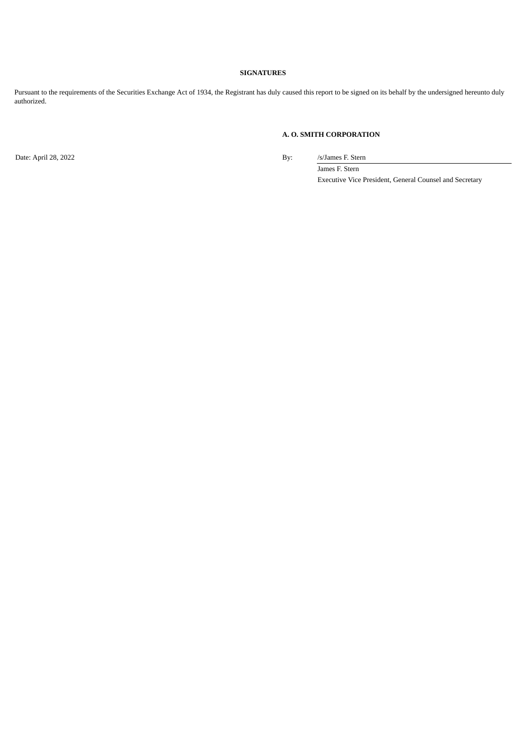**SIGNATURES**

Pursuant to the requirements of the Securities Exchange Act of 1934, the Registrant has duly caused this report to be signed on its behalf by the undersigned hereunto duly authorized.

**A. O. SMITH CORPORATION**

Date: April 28, 2022

By: /s/James F. Stern

James F. Stern

Executive Vice President, General Counsel and Secretary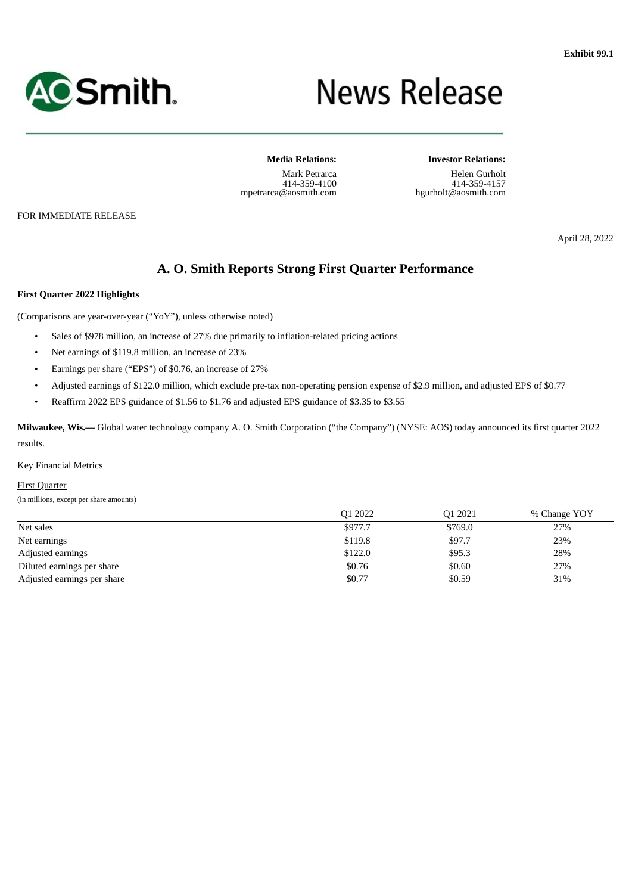Exhibit 99.1

# News Release

**Media Relations:**

Mark Petrarca
414-359-4100
mpetrarca@aosmith.com

**Investor Relations:**

Helen Gurholt
414-359-4157
hgurholt@aosmith.com

FOR IMMEDIATE RELEASE

April 28, 2022

## A. O. Smith Reports Strong First Quarter Performance

**First Quarter 2022 Highlights**

(Comparisons are year-over-year ("YoY"), unless otherwise noted)

- Sales of $978 million, an increase of 27% due primarily to inflation-related pricing actions
- Net earnings of $119.8 million, an increase of 23%
- Earnings per share ("EPS") of $0.76, an increase of 27%
- Adjusted earnings of $122.0 million, which exclude pre-tax non-operating pension expense of $2.9 million, and adjusted EPS of $0.77
- Reaffirm 2022 EPS guidance of $1.56 to $1.76 and adjusted EPS guidance of $3.35 to $3.55

**Milwaukee, Wis.—** Global water technology company A. O. Smith Corporation ("the Company") (NYSE: AOS) today announced its first quarter 2022 results.

Key Financial Metrics

First Quarter

(in millions, except per share amounts)

| | Q1 2022 | Q1 2021 | % Change YOY |
|---|---|---|---|
| Net sales | $977.7 | $769.0 | 27% |
| Net earnings | $119.8 | $97.7 | 23% |
| Adjusted earnings | $122.0 | $95.3 | 28% |
| Diluted earnings per share | $0.76 | $0.60 | 27% |
| Adjusted earnings per share | $0.77 | $0.59 | 31% |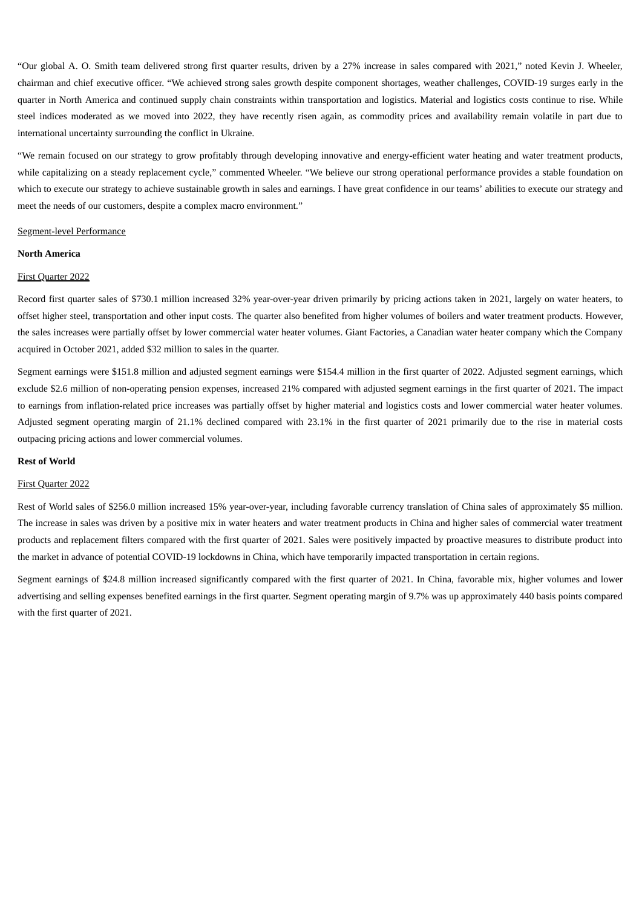“Our global A. O. Smith team delivered strong first quarter results, driven by a 27% increase in sales compared with 2021,” noted Kevin J. Wheeler, chairman and chief executive officer. “We achieved strong sales growth despite component shortages, weather challenges, COVID-19 surges early in the quarter in North America and continued supply chain constraints within transportation and logistics. Material and logistics costs continue to rise. While steel indices moderated as we moved into 2022, they have recently risen again, as commodity prices and availability remain volatile in part due to international uncertainty surrounding the conflict in Ukraine.

“We remain focused on our strategy to grow profitably through developing innovative and energy-efficient water heating and water treatment products, while capitalizing on a steady replacement cycle,” commented Wheeler. “We believe our strong operational performance provides a stable foundation on which to execute our strategy to achieve sustainable growth in sales and earnings. I have great confidence in our teams’ abilities to execute our strategy and meet the needs of our customers, despite a complex macro environment.”

Segment-level Performance

**North America**

First Quarter 2022

Record first quarter sales of $730.1 million increased 32% year-over-year driven primarily by pricing actions taken in 2021, largely on water heaters, to offset higher steel, transportation and other input costs. The quarter also benefited from higher volumes of boilers and water treatment products. However, the sales increases were partially offset by lower commercial water heater volumes. Giant Factories, a Canadian water heater company which the Company acquired in October 2021, added $32 million to sales in the quarter.

Segment earnings were $151.8 million and adjusted segment earnings were $154.4 million in the first quarter of 2022. Adjusted segment earnings, which exclude $2.6 million of non-operating pension expenses, increased 21% compared with adjusted segment earnings in the first quarter of 2021. The impact to earnings from inflation-related price increases was partially offset by higher material and logistics costs and lower commercial water heater volumes. Adjusted segment operating margin of 21.1% declined compared with 23.1% in the first quarter of 2021 primarily due to the rise in material costs outpacing pricing actions and lower commercial volumes.

**Rest of World**

First Quarter 2022

Rest of World sales of $256.0 million increased 15% year-over-year, including favorable currency translation of China sales of approximately $5 million. The increase in sales was driven by a positive mix in water heaters and water treatment products in China and higher sales of commercial water treatment products and replacement filters compared with the first quarter of 2021. Sales were positively impacted by proactive measures to distribute product into the market in advance of potential COVID-19 lockdowns in China, which have temporarily impacted transportation in certain regions.

Segment earnings of $24.8 million increased significantly compared with the first quarter of 2021. In China, favorable mix, higher volumes and lower advertising and selling expenses benefited earnings in the first quarter. Segment operating margin of 9.7% was up approximately 440 basis points compared with the first quarter of 2021.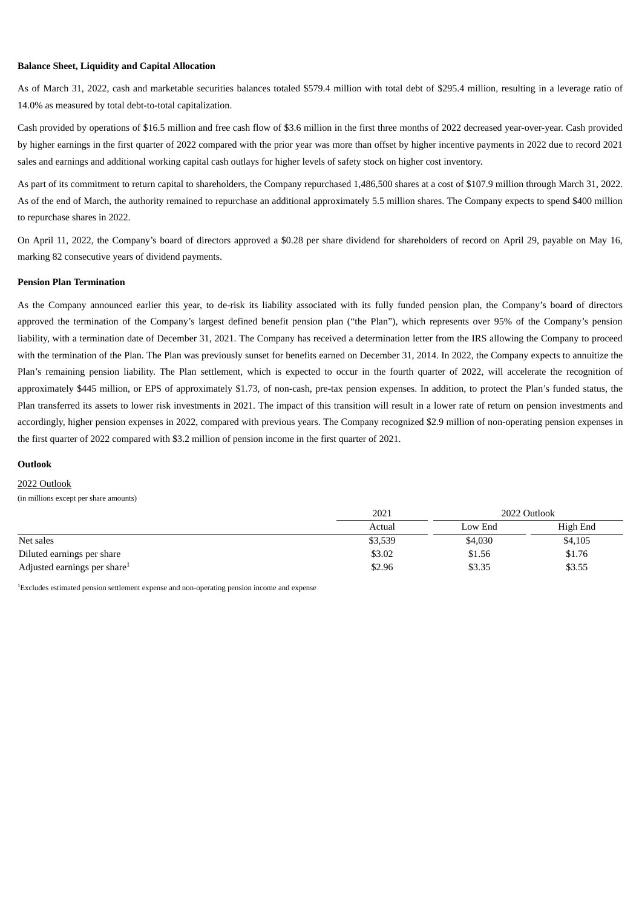**Balance Sheet, Liquidity and Capital Allocation**

As of March 31, 2022, cash and marketable securities balances totaled $579.4 million with total debt of $295.4 million, resulting in a leverage ratio of 14.0% as measured by total debt-to-total capitalization.

Cash provided by operations of $16.5 million and free cash flow of $3.6 million in the first three months of 2022 decreased year-over-year. Cash provided by higher earnings in the first quarter of 2022 compared with the prior year was more than offset by higher incentive payments in 2022 due to record 2021 sales and earnings and additional working capital cash outlays for higher levels of safety stock on higher cost inventory.

As part of its commitment to return capital to shareholders, the Company repurchased 1,486,500 shares at a cost of $107.9 million through March 31, 2022. As of the end of March, the authority remained to repurchase an additional approximately 5.5 million shares. The Company expects to spend $400 million to repurchase shares in 2022.

On April 11, 2022, the Company's board of directors approved a $0.28 per share dividend for shareholders of record on April 29, payable on May 16, marking 82 consecutive years of dividend payments.

**Pension Plan Termination**

As the Company announced earlier this year, to de-risk its liability associated with its fully funded pension plan, the Company's board of directors approved the termination of the Company's largest defined benefit pension plan ("the Plan"), which represents over 95% of the Company's pension liability, with a termination date of December 31, 2021. The Company has received a determination letter from the IRS allowing the Company to proceed with the termination of the Plan. The Plan was previously sunset for benefits earned on December 31, 2014. In 2022, the Company expects to annuitize the Plan's remaining pension liability. The Plan settlement, which is expected to occur in the fourth quarter of 2022, will accelerate the recognition of approximately $445 million, or EPS of approximately $1.73, of non-cash, pre-tax pension expenses. In addition, to protect the Plan's funded status, the Plan transferred its assets to lower risk investments in 2021. The impact of this transition will result in a lower rate of return on pension investments and accordingly, higher pension expenses in 2022, compared with previous years. The Company recognized $2.9 million of non-operating pension expenses in the first quarter of 2022 compared with $3.2 million of pension income in the first quarter of 2021.

**Outlook**

2022 Outlook

(in millions except per share amounts)

| | 2021 | 2022 Outlook | |
|---|---|---|---|
| | Actual | Low End | High End |
| Net sales | $3,539 | $4,030 | $4,105 |
| Diluted earnings per share | $3.02 | $1.56 | $1.76 |
| Adjusted earnings per share[1] | $2.96 | $3.35 | $3.55 |

[1]Excludes estimated pension settlement expense and non-operating pension income and expense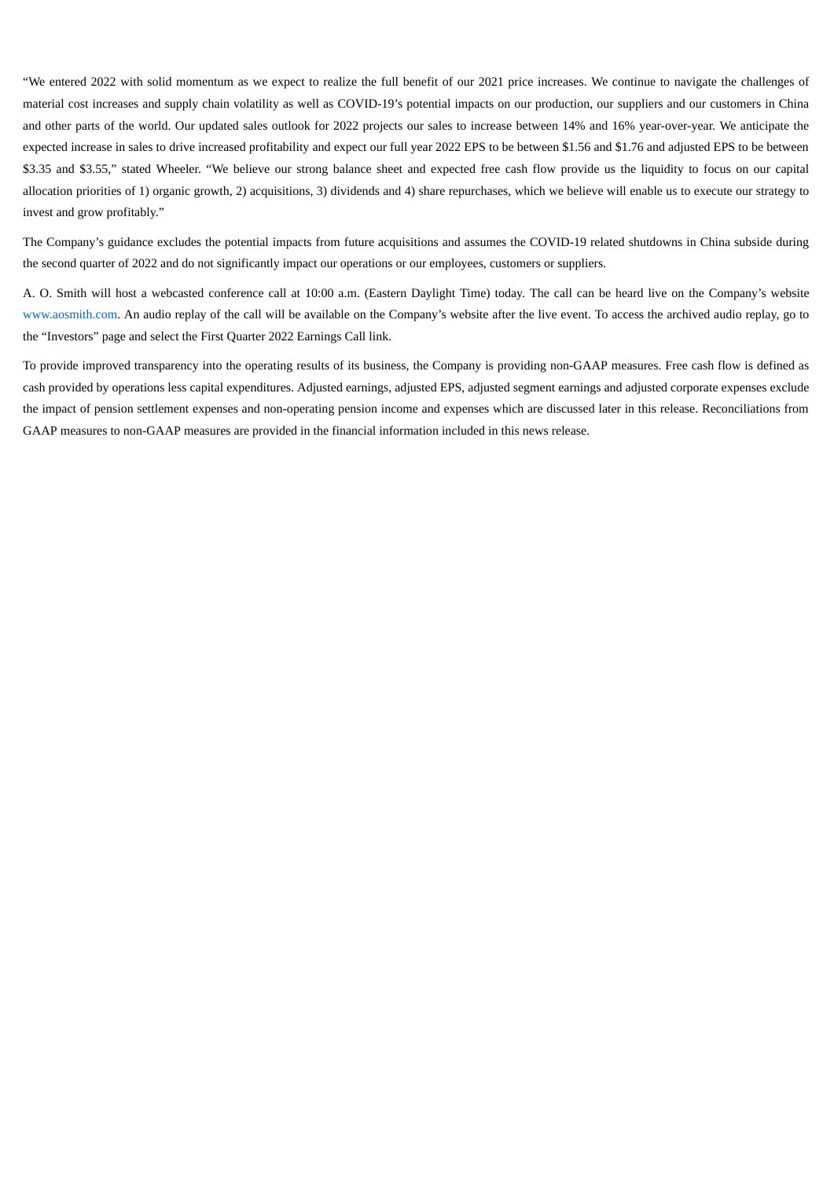"We entered 2022 with solid momentum as we expect to realize the full benefit of our 2021 price increases. We continue to navigate the challenges of material cost increases and supply chain volatility as well as COVID-19's potential impacts on our production, our suppliers and our customers in China and other parts of the world. Our updated sales outlook for 2022 projects our sales to increase between 14% and 16% year-over-year. We anticipate the expected increase in sales to drive increased profitability and expect our full year 2022 EPS to be between $1.56 and $1.76 and adjusted EPS to be between $3.35 and $3.55," stated Wheeler. "We believe our strong balance sheet and expected free cash flow provide us the liquidity to focus on our capital allocation priorities of 1) organic growth, 2) acquisitions, 3) dividends and 4) share repurchases, which we believe will enable us to execute our strategy to invest and grow profitably."

The Company's guidance excludes the potential impacts from future acquisitions and assumes the COVID-19 related shutdowns in China subside during the second quarter of 2022 and do not significantly impact our operations or our employees, customers or suppliers.

A. O. Smith will host a webcasted conference call at 10:00 a.m. (Eastern Daylight Time) today. The call can be heard live on the Company's website www.aosmith.com. An audio replay of the call will be available on the Company's website after the live event. To access the archived audio replay, go to the "Investors" page and select the First Quarter 2022 Earnings Call link.

To provide improved transparency into the operating results of its business, the Company is providing non-GAAP measures. Free cash flow is defined as cash provided by operations less capital expenditures. Adjusted earnings, adjusted EPS, adjusted segment earnings and adjusted corporate expenses exclude the impact of pension settlement expenses and non-operating pension income and expenses which are discussed later in this release. Reconciliations from GAAP measures to non-GAAP measures are provided in the financial information included in this news release.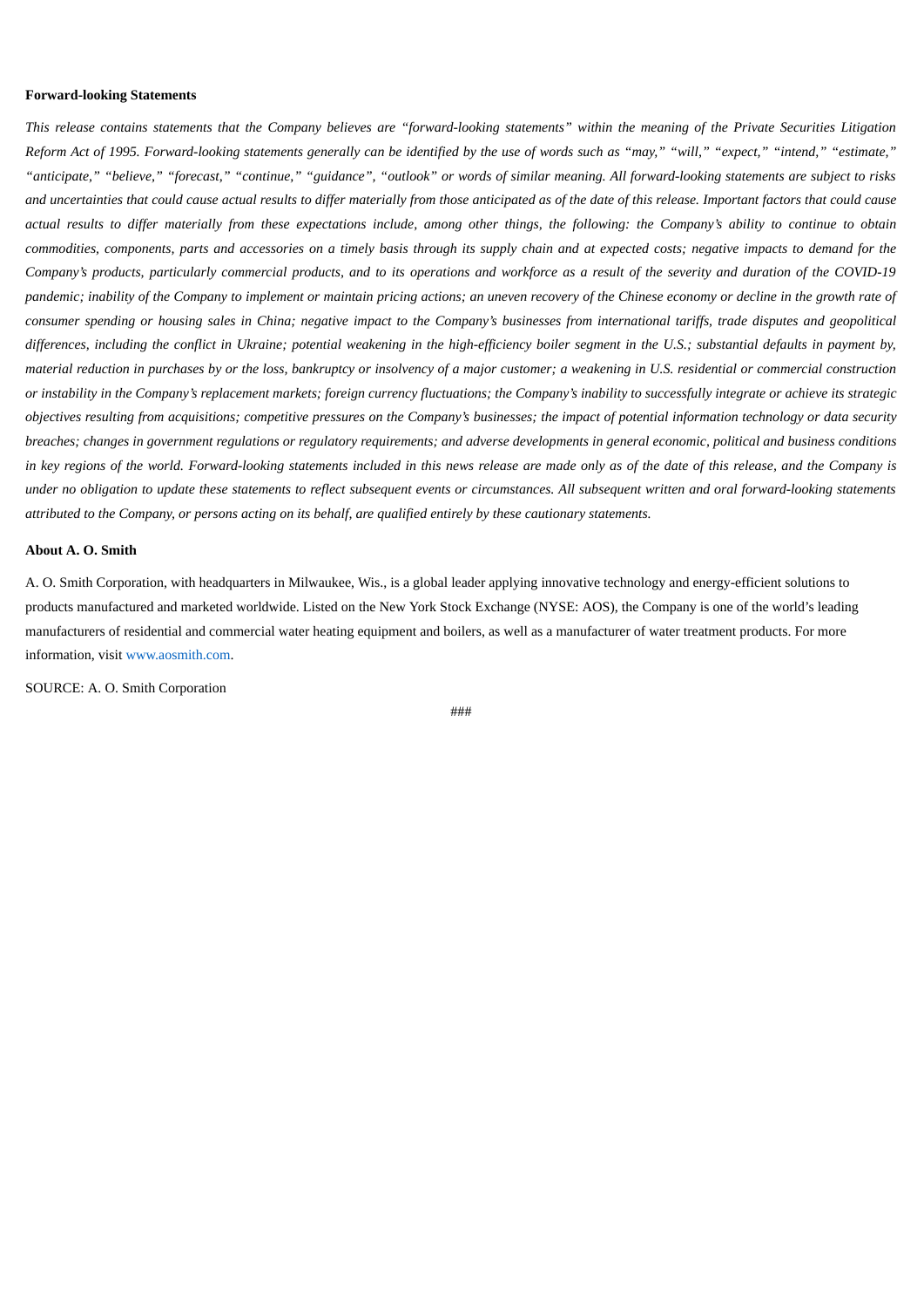**Forward-looking Statements**

*This release contains statements that the Company believes are "forward-looking statements" within the meaning of the Private Securities Litigation Reform Act of 1995. Forward-looking statements generally can be identified by the use of words such as "may," "will," "expect," "intend," "estimate," "anticipate," "believe," "forecast," "continue," "guidance", "outlook" or words of similar meaning. All forward-looking statements are subject to risks and uncertainties that could cause actual results to differ materially from those anticipated as of the date of this release. Important factors that could cause actual results to differ materially from these expectations include, among other things, the following: the Company's ability to continue to obtain commodities, components, parts and accessories on a timely basis through its supply chain and at expected costs; negative impacts to demand for the Company's products, particularly commercial products, and to its operations and workforce as a result of the severity and duration of the COVID-19 pandemic; inability of the Company to implement or maintain pricing actions; an uneven recovery of the Chinese economy or decline in the growth rate of consumer spending or housing sales in China; negative impact to the Company's businesses from international tariffs, trade disputes and geopolitical differences, including the conflict in Ukraine; potential weakening in the high-efficiency boiler segment in the U.S.; substantial defaults in payment by, material reduction in purchases by or the loss, bankruptcy or insolvency of a major customer; a weakening in U.S. residential or commercial construction or instability in the Company's replacement markets; foreign currency fluctuations; the Company's inability to successfully integrate or achieve its strategic objectives resulting from acquisitions; competitive pressures on the Company's businesses; the impact of potential information technology or data security breaches; changes in government regulations or regulatory requirements; and adverse developments in general economic, political and business conditions in key regions of the world. Forward-looking statements included in this news release are made only as of the date of this release, and the Company is under no obligation to update these statements to reflect subsequent events or circumstances. All subsequent written and oral forward-looking statements attributed to the Company, or persons acting on its behalf, are qualified entirely by these cautionary statements.*

**About A. O. Smith**

A. O. Smith Corporation, with headquarters in Milwaukee, Wis., is a global leader applying innovative technology and energy-efficient solutions to products manufactured and marketed worldwide. Listed on the New York Stock Exchange (NYSE: AOS), the Company is one of the world's leading manufacturers of residential and commercial water heating equipment and boilers, as well as a manufacturer of water treatment products. For more information, visit www.aosmith.com.

SOURCE: A. O. Smith Corporation

###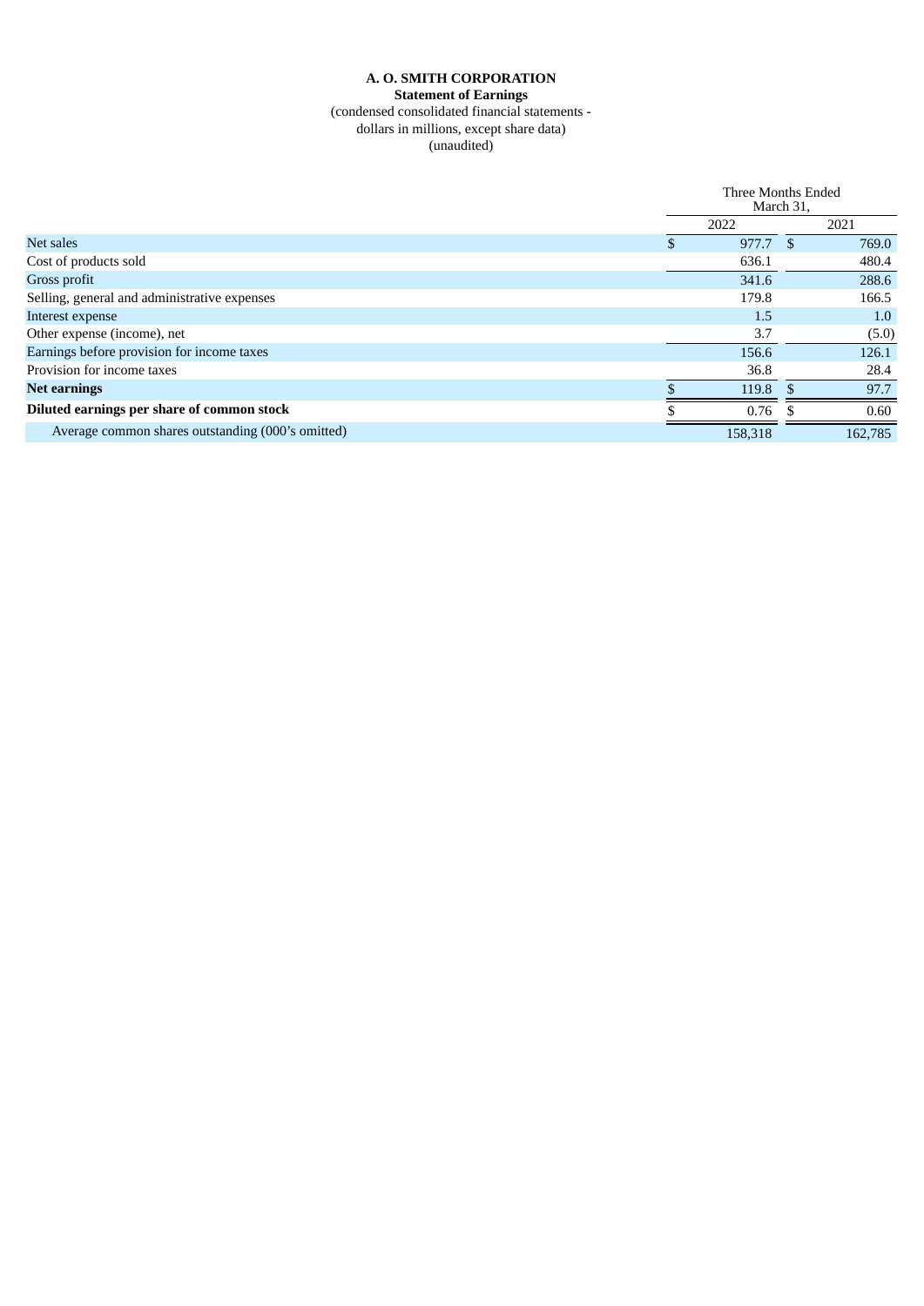**A. O. SMITH CORPORATION**

**Statement of Earnings**

(condensed consolidated financial statements -
dollars in millions, except share data)
(unaudited)

| | Three Months Ended March 31, | |
|---|---|---|
| | 2022 | 2021 |
| Net sales | $ 977.7 | $ 769.0 |
| Cost of products sold | 636.1 | 480.4 |
| Gross profit | 341.6 | 288.6 |
| Selling, general and administrative expenses | 179.8 | 166.5 |
| Interest expense | 1.5 | 1.0 |
| Other expense (income), net | 3.7 | (5.0) |
| Earnings before provision for income taxes | 156.6 | 126.1 |
| Provision for income taxes | 36.8 | 28.4 |
| **Net earnings** | $ 119.8 | $ 97.7 |
| **Diluted earnings per share of common stock** | $ 0.76 | $ 0.60 |
| Average common shares outstanding (000's omitted) | 158,318 | 162,785 |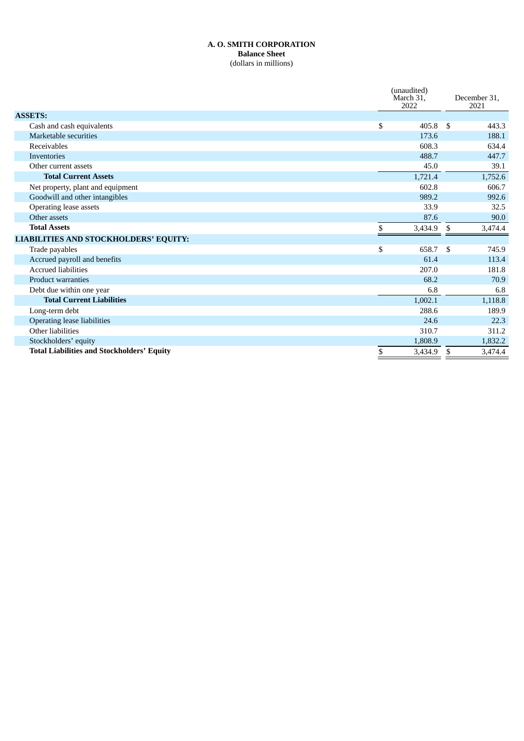**A. O. SMITH CORPORATION**
**Balance Sheet**
(dollars in millions)

| | (unaudited) March 31, 2022 | December 31, 2021 |
|---|---|---|
| **ASSETS:** | | |
| Cash and cash equivalents | $ 405.8 | $ 443.3 |
| Marketable securities | 173.6 | 188.1 |
| Receivables | 608.3 | 634.4 |
| Inventories | 488.7 | 447.7 |
| Other current assets | 45.0 | 39.1 |
| **Total Current Assets** | 1,721.4 | 1,752.6 |
| Net property, plant and equipment | 602.8 | 606.7 |
| Goodwill and other intangibles | 989.2 | 992.6 |
| Operating lease assets | 33.9 | 32.5 |
| Other assets | 87.6 | 90.0 |
| **Total Assets** | $ 3,434.9 | $ 3,474.4 |
| **LIABILITIES AND STOCKHOLDERS' EQUITY:** | | |
| Trade payables | $ 658.7 | $ 745.9 |
| Accrued payroll and benefits | 61.4 | 113.4 |
| Accrued liabilities | 207.0 | 181.8 |
| Product warranties | 68.2 | 70.9 |
| Debt due within one year | 6.8 | 6.8 |
| **Total Current Liabilities** | 1,002.1 | 1,118.8 |
| Long-term debt | 288.6 | 189.9 |
| Operating lease liabilities | 24.6 | 22.3 |
| Other liabilities | 310.7 | 311.2 |
| Stockholders' equity | 1,808.9 | 1,832.2 |
| **Total Liabilities and Stockholders' Equity** | $ 3,434.9 | $ 3,474.4 |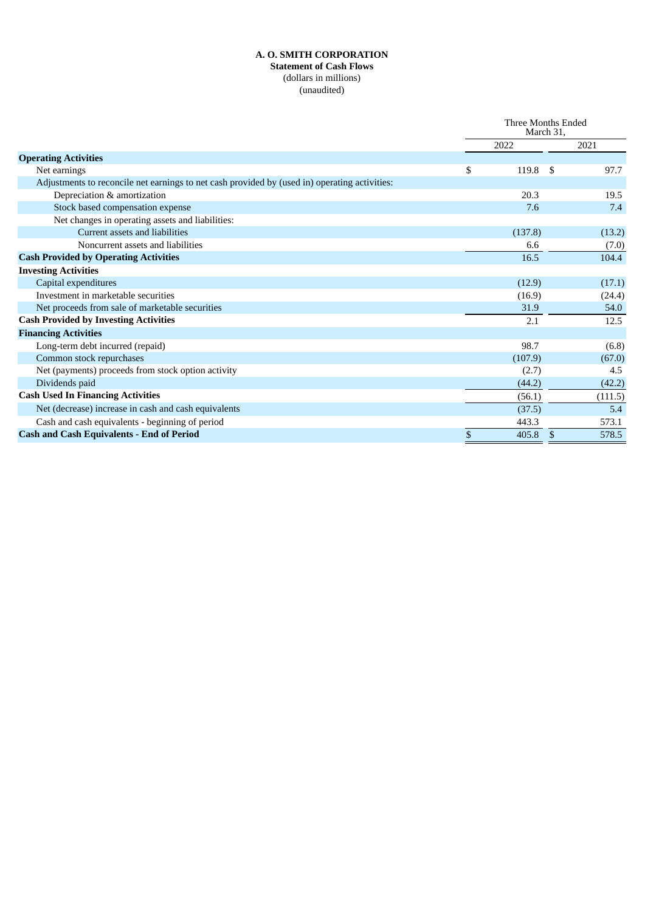**A. O. SMITH CORPORATION**
**Statement of Cash Flows**
(dollars in millions)
(unaudited)

| | Three Months Ended March 31, | |
|---|---|---|
| | 2022 | 2021 |
| **Operating Activities** | | |
| Net earnings | $ 119.8 | $ 97.7 |
| Adjustments to reconcile net earnings to net cash provided by (used in) operating activities: | | |
| Depreciation & amortization | 20.3 | 19.5 |
| Stock based compensation expense | 7.6 | 7.4 |
| Net changes in operating assets and liabilities: | | |
| Current assets and liabilities | (137.8) | (13.2) |
| Noncurrent assets and liabilities | 6.6 | (7.0) |
| **Cash Provided by Operating Activities** | 16.5 | 104.4 |
| **Investing Activities** | | |
| Capital expenditures | (12.9) | (17.1) |
| Investment in marketable securities | (16.9) | (24.4) |
| Net proceeds from sale of marketable securities | 31.9 | 54.0 |
| **Cash Provided by Investing Activities** | 2.1 | 12.5 |
| **Financing Activities** | | |
| Long-term debt incurred (repaid) | 98.7 | (6.8) |
| Common stock repurchases | (107.9) | (67.0) |
| Net (payments) proceeds from stock option activity | (2.7) | 4.5 |
| Dividends paid | (44.2) | (42.2) |
| **Cash Used In Financing Activities** | (56.1) | (111.5) |
| Net (decrease) increase in cash and cash equivalents | (37.5) | 5.4 |
| Cash and cash equivalents - beginning of period | 443.3 | 573.1 |
| **Cash and Cash Equivalents - End of Period** | $ 405.8 | $ 578.5 |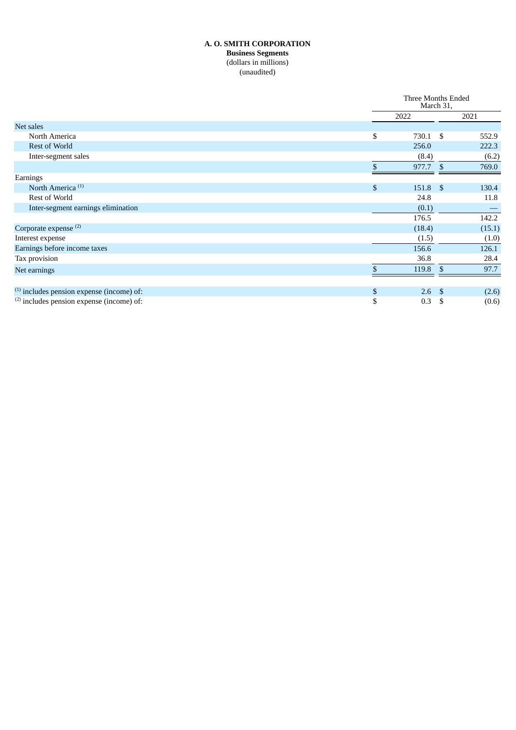**A. O. SMITH CORPORATION**

**Business Segments**

(dollars in millions)

(unaudited)

| | Three Months Ended March 31, | |
|---|---|---|
| | 2022 | 2021 |
| Net sales | | |
| North America | $ 730.1 | $ 552.9 |
| Rest of World | 256.0 | 222.3 |
| Inter-segment sales | (8.4) | (6.2) |
| | $ 977.7 | $ 769.0 |
| Earnings | | |
| North America [(1)] | $ 151.8 | $ 130.4 |
| Rest of World | 24.8 | 11.8 |
| Inter-segment earnings elimination | (0.1) | — |
| | 176.5 | 142.2 |
| Corporate expense [(2)] | (18.4) | (15.1) |
| Interest expense | (1.5) | (1.0) |
| Earnings before income taxes | 156.6 | 126.1 |
| Tax provision | 36.8 | 28.4 |
| Net earnings | $ 119.8 | $ 97.7 |
| | | |
| [(1)] includes pension expense (income) of: | $ 2.6 | $ (2.6) |
| [(2)] includes pension expense (income) of: | $ 0.3 | $ (0.6) |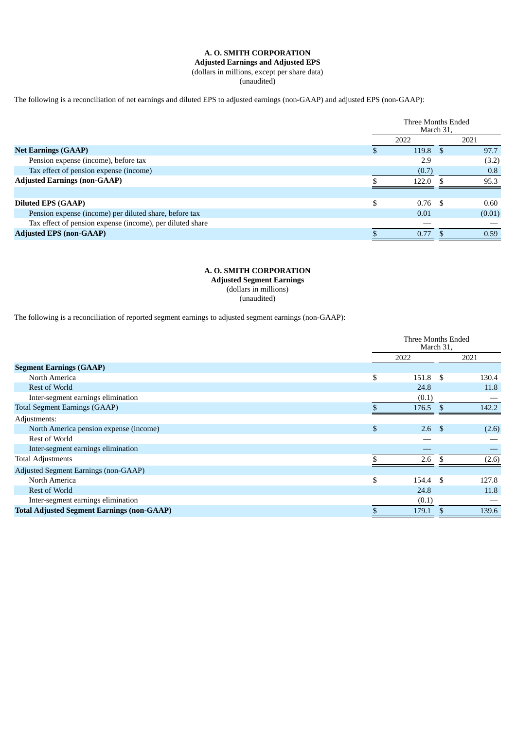**A. O. SMITH CORPORATION**
**Adjusted Earnings and Adjusted EPS**
(dollars in millions, except per share data)
(unaudited)

The following is a reconciliation of net earnings and diluted EPS to adjusted earnings (non-GAAP) and adjusted EPS (non-GAAP):

| | Three Months Ended March 31, | |
|---|---|---|
| | 2022 | 2021 |
| **Net Earnings (GAAP)** | $ 119.8 | $ 97.7 |
| Pension expense (income), before tax | 2.9 | (3.2) |
| Tax effect of pension expense (income) | (0.7) | 0.8 |
| **Adjusted Earnings (non-GAAP)** | $ 122.0 | $ 95.3 |
| | | |
| **Diluted EPS (GAAP)** | $ 0.76 | $ 0.60 |
| Pension expense (income) per diluted share, before tax | 0.01 | (0.01) |
| Tax effect of pension expense (income), per diluted share | — | — |
| **Adjusted EPS (non-GAAP)** | $ 0.77 | $ 0.59 |

**A. O. SMITH CORPORATION**
**Adjusted Segment Earnings**
(dollars in millions)
(unaudited)

The following is a reconciliation of reported segment earnings to adjusted segment earnings (non-GAAP):

| | Three Months Ended March 31, | |
|---|---|---|
| | 2022 | 2021 |
| **Segment Earnings (GAAP)** | | |
| North America | $ 151.8 | $ 130.4 |
| Rest of World | 24.8 | 11.8 |
| Inter-segment earnings elimination | (0.1) | — |
| Total Segment Earnings (GAAP) | $ 176.5 | $ 142.2 |
| Adjustments: | | |
| North America pension expense (income) | $ 2.6 | $ (2.6) |
| Rest of World | — | — |
| Inter-segment earnings elimination | — | — |
| Total Adjustments | $ 2.6 | $ (2.6) |
| Adjusted Segment Earnings (non-GAAP) | | |
| North America | $ 154.4 | $ 127.8 |
| Rest of World | 24.8 | 11.8 |
| Inter-segment earnings elimination | (0.1) | — |
| **Total Adjusted Segment Earnings (non-GAAP)** | $ 179.1 | $ 139.6 |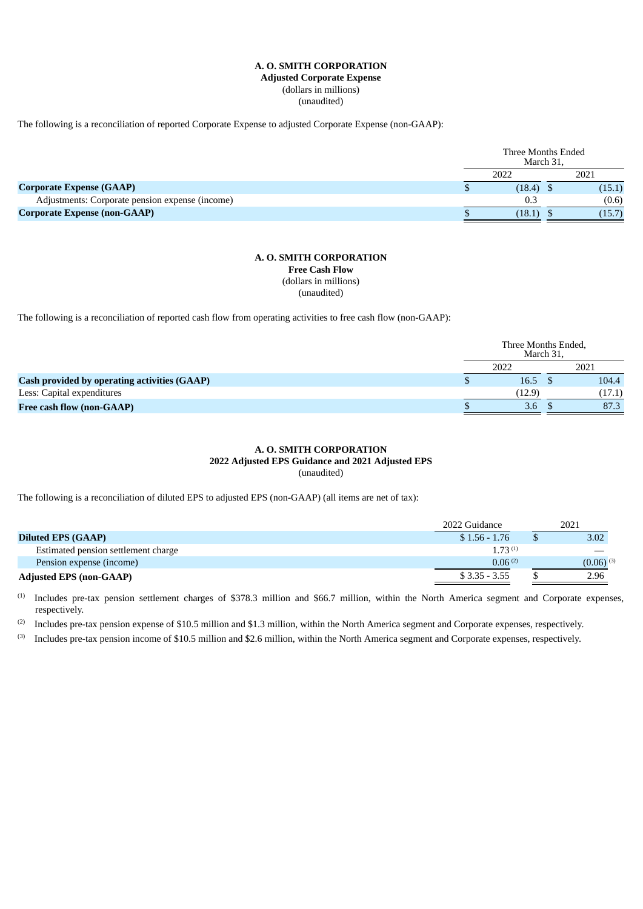**A. O. SMITH CORPORATION**
**Adjusted Corporate Expense**
(dollars in millions)
(unaudited)

The following is a reconciliation of reported Corporate Expense to adjusted Corporate Expense (non-GAAP):

| | Three Months Ended March 31, | |
|---|---|---|
| | 2022 | 2021 |
| **Corporate Expense (GAAP)** | $ (18.4) | $ (15.1) |
| Adjustments: Corporate pension expense (income) | 0.3 | (0.6) |
| **Corporate Expense (non-GAAP)** | $ (18.1) | $ (15.7) |

**A. O. SMITH CORPORATION**
**Free Cash Flow**
(dollars in millions)
(unaudited)

The following is a reconciliation of reported cash flow from operating activities to free cash flow (non-GAAP):

| | Three Months Ended, March 31, | |
|---|---|---|
| | 2022 | 2021 |
| **Cash provided by operating activities (GAAP)** | $ 16.5 | $ 104.4 |
| Less: Capital expenditures | (12.9) | (17.1) |
| **Free cash flow (non-GAAP)** | $ 3.6 | $ 87.3 |

**A. O. SMITH CORPORATION**
**2022 Adjusted EPS Guidance and 2021 Adjusted EPS**
(unaudited)

The following is a reconciliation of diluted EPS to adjusted EPS (non-GAAP) (all items are net of tax):

| | 2022 Guidance | 2021 |
|---|---|---|
| **Diluted EPS (GAAP)** | $ 1.56 - 1.76 | $ 3.02 |
| Estimated pension settlement charge | 1.73 [1] | — |
| Pension expense (income) | 0.06 [2] | (0.06) [3] |
| **Adjusted EPS (non-GAAP)** | $ 3.35 - 3.55 | $ 2.96 |

(1) Includes pre-tax pension settlement charges of $378.3 million and $66.7 million, within the North America segment and Corporate expenses, respectively.

(2) Includes pre-tax pension expense of $10.5 million and $1.3 million, within the North America segment and Corporate expenses, respectively.

(3) Includes pre-tax pension income of $10.5 million and $2.6 million, within the North America segment and Corporate expenses, respectively.